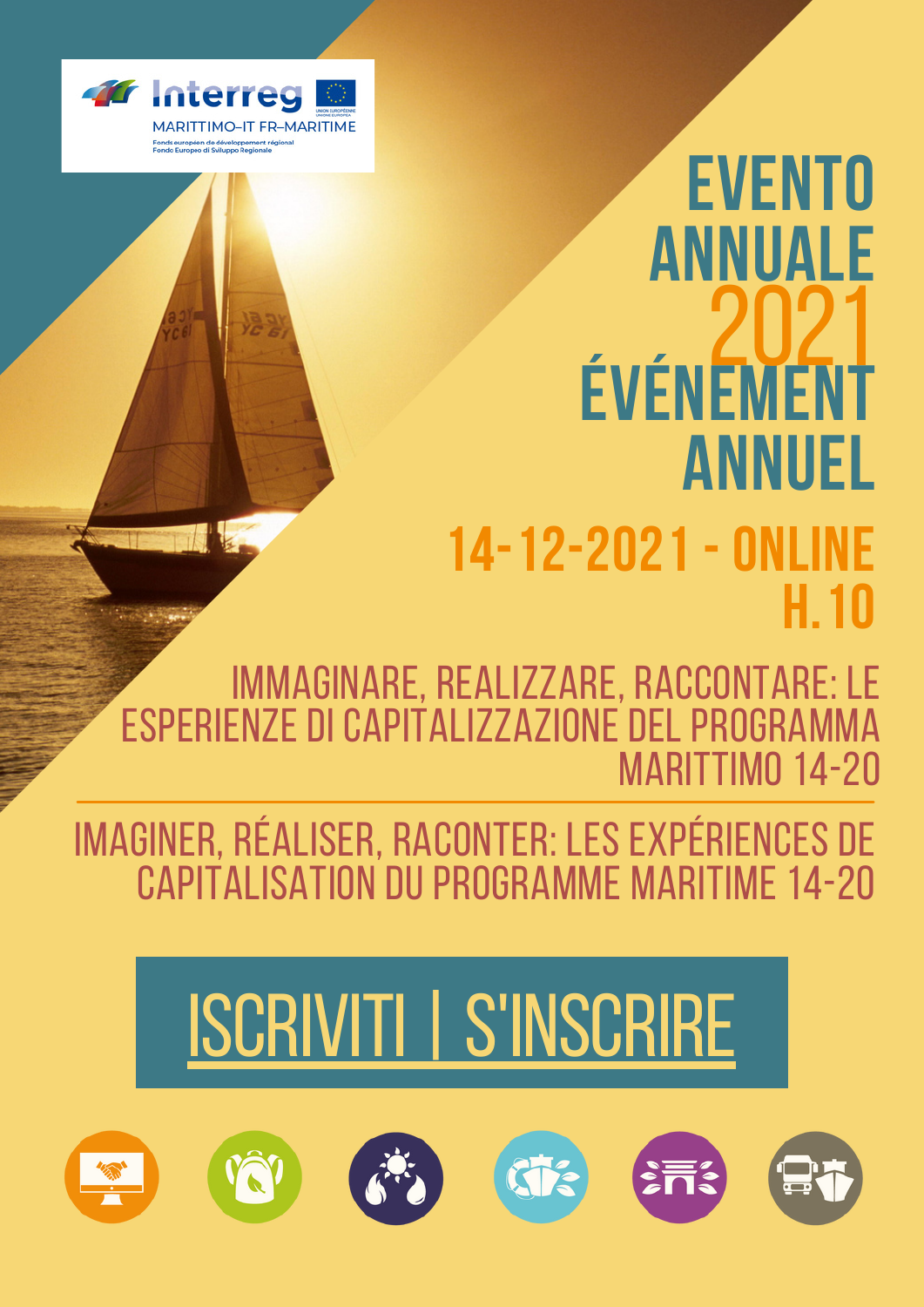Interreg

MARITTIMO-IT FR-MARITIME

Fonds européen de développement régional
Fondo Europeo di Sviluppo Regionale

# EVENTO ANNUALE 2021 ÉVÉNEMENT ANNUEL

## 14-12-2021 - ONLINE H.10

IMMAGINARE, REALIZZARE, RACCONTARE: LE ESPERIENZE DI CAPITALIZZAZIONE DEL PROGRAMMA MARITTIMO 14-20

---

IMAGINER, RÉALISER, RACONTER: LES EXPÉRIENCES DE CAPITALISATION DU PROGRAMME MARITIME 14-20

ISCRIVITI | S'INSCRIRE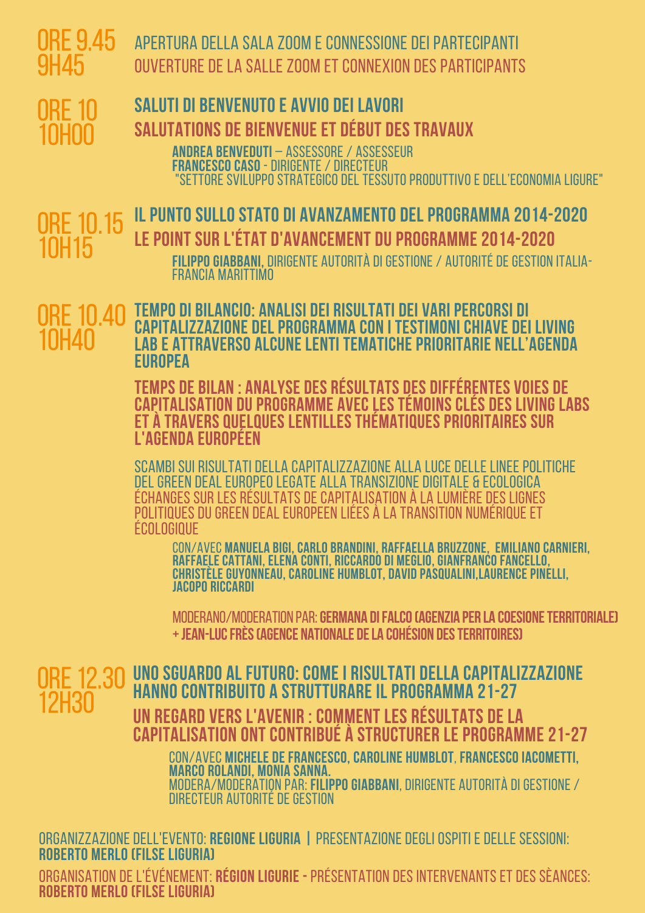**ORE 9.45**
**9H45**

APERTURA DELLA SALA ZOOM E CONNESSIONE DEI PARTECIPANTI
OUVERTURE DE LA SALLE ZOOM ET CONNEXION DES PARTICIPANTS

**ORE 10**
**10H00**

## SALUTI DI BENVENUTO E AVVIO DEI LAVORI
## SALUTATIONS DE BIENVENUE ET DÉBUT DES TRAVAUX

**ANDREA BENVEDUTI** – ASSESSORE / ASSESSEUR
**FRANCESCO CASO** - DIRIGENTE / DIRECTEUR
"SETTORE SVILUPPO STRATEGICO DEL TESSUTO PRODUTTIVO E DELL'ECONOMIA LIGURE"

**ORE 10.15**
**10H15**

## IL PUNTO SULLO STATO DI AVANZAMENTO DEL PROGRAMMA 2014-2020
## LE POINT SUR L'ÉTAT D'AVANCEMENT DU PROGRAMME 2014-2020

**FILIPPO GIABBANI**, DIRIGENTE AUTORITÀ DI GESTIONE / AUTORITÉ DE GESTION ITALIA-FRANCIA MARITTIMO

**ORE 10.40**
**10H40**

## TEMPO DI BILANCIO: ANALISI DEI RISULTATI DEI VARI PERCORSI DI CAPITALIZZAZIONE DEL PROGRAMMA CON I TESTIMONI CHIAVE DEI LIVING LAB E ATTRAVERSO ALCUNE LENTI TEMATICHE PRIORITARIE NELL'AGENDA EUROPEA

## TEMPS DE BILAN : ANALYSE DES RÉSULTATS DES DIFFÉRENTES VOIES DE CAPITALISATION DU PROGRAMME AVEC LES TÉMOINS CLÉS DES LIVING LABS ET À TRAVERS QUELQUES LENTILLES THÉMATIQUES PRIORITAIRES SUR L'AGENDA EUROPÉEN

SCAMBI SUI RISULTATI DELLA CAPITALIZZAZIONE ALLA LUCE DELLE LINEE POLITICHE DEL GREEN DEAL EUROPEO LEGATE ALLA TRANSIZIONE DIGITALE & ECOLOGICA
ÉCHANGES SUR LES RÉSULTATS DE CAPITALISATION À LA LUMIÈRE DES LIGNES POLITIQUES DU GREEN DEAL EUROPEEN LIÉES À LA TRANSITION NUMÉRIQUE ET ÉCOLOGIQUE

CON/AVEC **MANUELA BIGI, CARLO BRANDINI, RAFFAELLA BRUZZONE, EMILIANO CARNIERI, RAFFAELE CATTANI, ELENA CONTI, RICCARDO DI MEGLIO, GIANFRANCO FANCELLO, CHRISTÈLE GUYONNEAU, CAROLINE HUMBLOT, DAVID PASQUALINI,LAURENCE PINELLI, JACOPO RICCARDI**

MODERANO/MODERATION PAR: **GERMANA DI FALCO (AGENZIA PER LA COESIONE TERRITORIALE) + JEAN-LUC FRÈS (AGENCE NATIONALE DE LA COHÉSION DES TERRITOIRES)**

**ORE 12.30**
**12H30**

## UNO SGUARDO AL FUTURO: COME I RISULTATI DELLA CAPITALIZZAZIONE HANNO CONTRIBUITO A STRUTTURARE IL PROGRAMMA 21-27
## UN REGARD VERS L'AVENIR : COMMENT LES RÉSULTATS DE LA CAPITALISATION ONT CONTRIBUÉ À STRUCTURER LE PROGRAMME 21-27

CON/AVEC **MICHELE DE FRANCESCO, CAROLINE HUMBLOT**, **FRANCESCO IACOMETTI, MARCO ROLANDI, MONIA SANNA.**
MODERA/MODERATION PAR: **FILIPPO GIABBANI**, DIRIGENTE AUTORITÀ DI GESTIONE / DIRECTEUR AUTORITÉ DE GESTION

ORGANIZZAZIONE DELL'EVENTO: **REGIONE LIGURIA** | PRESENTAZIONE DEGLI OSPITI E DELLE SESSIONI: **ROBERTO MERLO (FILSE LIGURIA)**

ORGANISATION DE L'ÉVÉNEMENT: **RÉGION LIGURIE -** PRÉSENTATION DES INTERVENANTS ET DES SÈANCES: **ROBERTO MERLO (FILSE LIGURIA)**